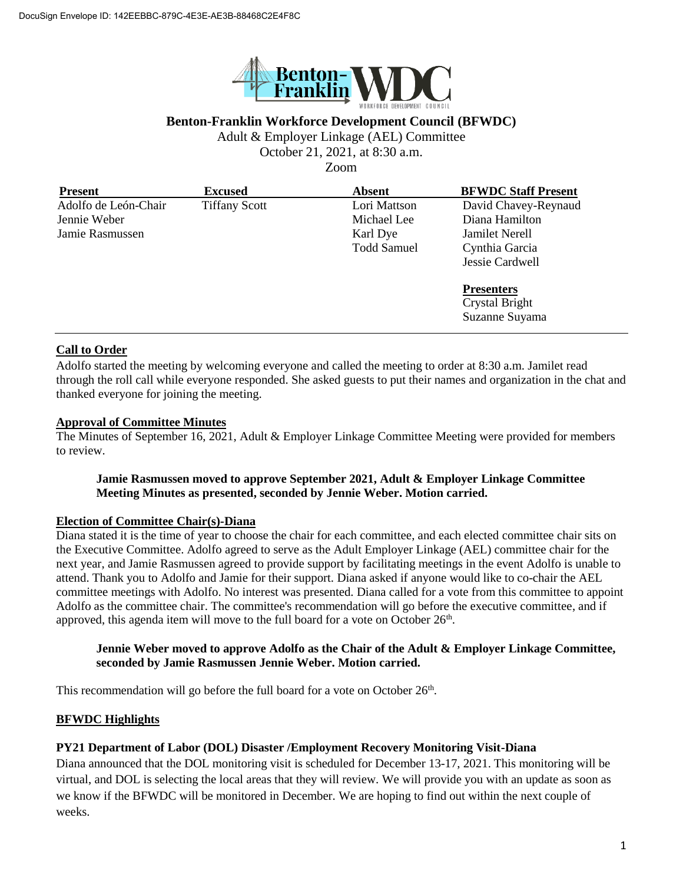# Benton-Franklin Workforce Development Council (BFWDC)

Adult & Employer Linkage (AEL) Committee
October 21, 2021, at 8:30 a.m.
Zoom

| Present | Excused | Absent | BFWDC Staff Present |
|---|---|---|---|
| Adolfo de León-Chair | Tiffany Scott | Lori Mattson | David Chavey-Reynaud |
| Jennie Weber | | Michael Lee | Diana Hamilton |
| Jamie Rasmussen | | Karl Dye | Jamilet Nerell |
| | | Todd Samuel | Cynthia Garcia |
| | | | Jessie Cardwell |
| | | | **Presenters** |
| | | | Crystal Bright |
| | | | Suzanne Suyama |

**Call to Order**

Adolfo started the meeting by welcoming everyone and called the meeting to order at 8:30 a.m. Jamilet read through the roll call while everyone responded. She asked guests to put their names and organization in the chat and thanked everyone for joining the meeting.

**Approval of Committee Minutes**

The Minutes of September 16, 2021, Adult & Employer Linkage Committee Meeting were provided for members to review.

> **Jamie Rasmussen moved to approve September 2021, Adult & Employer Linkage Committee Meeting Minutes as presented, seconded by Jennie Weber. Motion carried.**

**Election of Committee Chair(s)-Diana**

Diana stated it is the time of year to choose the chair for each committee, and each elected committee chair sits on the Executive Committee. Adolfo agreed to serve as the Adult Employer Linkage (AEL) committee chair for the next year, and Jamie Rasmussen agreed to provide support by facilitating meetings in the event Adolfo is unable to attend. Thank you to Adolfo and Jamie for their support. Diana asked if anyone would like to co-chair the AEL committee meetings with Adolfo. No interest was presented. Diana called for a vote from this committee to appoint Adolfo as the committee chair. The committee's recommendation will go before the executive committee, and if approved, this agenda item will move to the full board for a vote on October 26th.

> **Jennie Weber moved to approve Adolfo as the Chair of the Adult & Employer Linkage Committee, seconded by Jamie Rasmussen Jennie Weber. Motion carried.**

This recommendation will go before the full board for a vote on October 26th.

**BFWDC Highlights**

**PY21 Department of Labor (DOL) Disaster /Employment Recovery Monitoring Visit-Diana**

Diana announced that the DOL monitoring visit is scheduled for December 13-17, 2021. This monitoring will be virtual, and DOL is selecting the local areas that they will review. We will provide you with an update as soon as we know if the BFWDC will be monitored in December. We are hoping to find out within the next couple of weeks.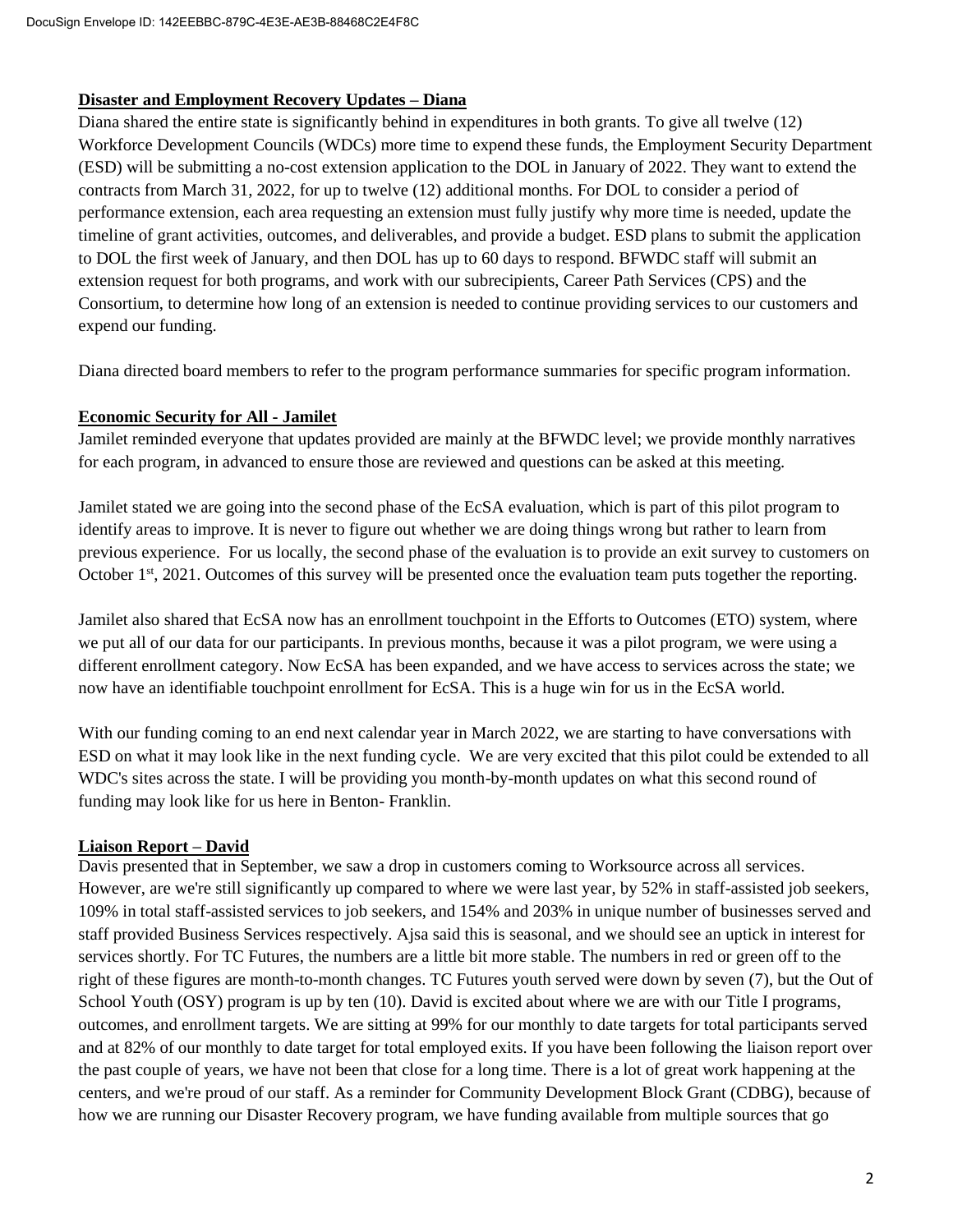**Disaster and Employment Recovery Updates – Diana**

Diana shared the entire state is significantly behind in expenditures in both grants. To give all twelve (12) Workforce Development Councils (WDCs) more time to expend these funds, the Employment Security Department (ESD) will be submitting a no-cost extension application to the DOL in January of 2022. They want to extend the contracts from March 31, 2022, for up to twelve (12) additional months. For DOL to consider a period of performance extension, each area requesting an extension must fully justify why more time is needed, update the timeline of grant activities, outcomes, and deliverables, and provide a budget. ESD plans to submit the application to DOL the first week of January, and then DOL has up to 60 days to respond. BFWDC staff will submit an extension request for both programs, and work with our subrecipients, Career Path Services (CPS) and the Consortium, to determine how long of an extension is needed to continue providing services to our customers and expend our funding.

Diana directed board members to refer to the program performance summaries for specific program information.

**Economic Security for All - Jamilet**

Jamilet reminded everyone that updates provided are mainly at the BFWDC level; we provide monthly narratives for each program, in advanced to ensure those are reviewed and questions can be asked at this meeting.

Jamilet stated we are going into the second phase of the EcSA evaluation, which is part of this pilot program to identify areas to improve. It is never to figure out whether we are doing things wrong but rather to learn from previous experience. For us locally, the second phase of the evaluation is to provide an exit survey to customers on October 1st, 2021. Outcomes of this survey will be presented once the evaluation team puts together the reporting.

Jamilet also shared that EcSA now has an enrollment touchpoint in the Efforts to Outcomes (ETO) system, where we put all of our data for our participants. In previous months, because it was a pilot program, we were using a different enrollment category. Now EcSA has been expanded, and we have access to services across the state; we now have an identifiable touchpoint enrollment for EcSA. This is a huge win for us in the EcSA world.

With our funding coming to an end next calendar year in March 2022, we are starting to have conversations with ESD on what it may look like in the next funding cycle. We are very excited that this pilot could be extended to all WDC's sites across the state. I will be providing you month-by-month updates on what this second round of funding may look like for us here in Benton- Franklin.

**Liaison Report – David**

Davis presented that in September, we saw a drop in customers coming to Worksource across all services. However, are we're still significantly up compared to where we were last year, by 52% in staff-assisted job seekers, 109% in total staff-assisted services to job seekers, and 154% and 203% in unique number of businesses served and staff provided Business Services respectively. Ajsa said this is seasonal, and we should see an uptick in interest for services shortly. For TC Futures, the numbers are a little bit more stable. The numbers in red or green off to the right of these figures are month-to-month changes. TC Futures youth served were down by seven (7), but the Out of School Youth (OSY) program is up by ten (10). David is excited about where we are with our Title I programs, outcomes, and enrollment targets. We are sitting at 99% for our monthly to date targets for total participants served and at 82% of our monthly to date target for total employed exits. If you have been following the liaison report over the past couple of years, we have not been that close for a long time. There is a lot of great work happening at the centers, and we're proud of our staff. As a reminder for Community Development Block Grant (CDBG), because of how we are running our Disaster Recovery program, we have funding available from multiple sources that go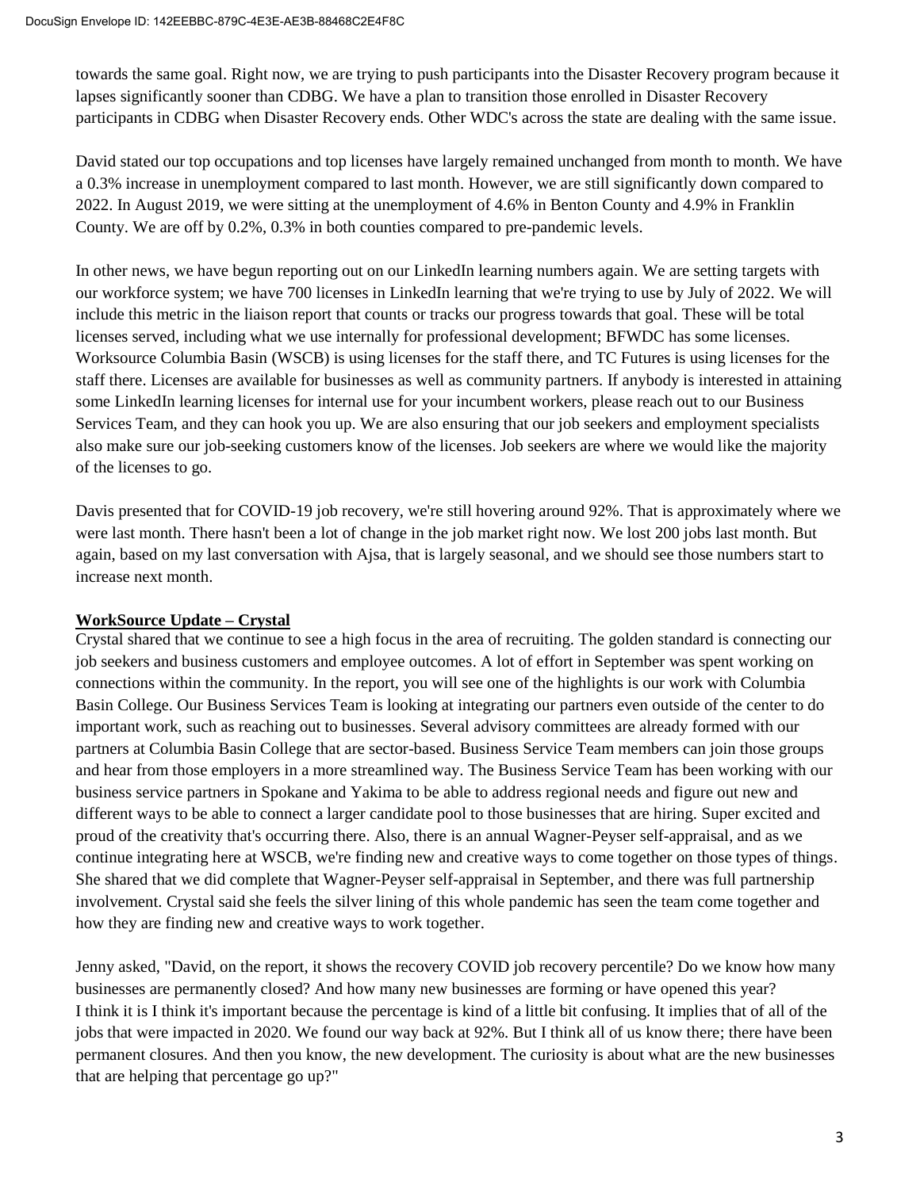towards the same goal. Right now, we are trying to push participants into the Disaster Recovery program because it lapses significantly sooner than CDBG. We have a plan to transition those enrolled in Disaster Recovery participants in CDBG when Disaster Recovery ends. Other WDC's across the state are dealing with the same issue.

David stated our top occupations and top licenses have largely remained unchanged from month to month. We have a 0.3% increase in unemployment compared to last month. However, we are still significantly down compared to 2022. In August 2019, we were sitting at the unemployment of 4.6% in Benton County and 4.9% in Franklin County. We are off by 0.2%, 0.3% in both counties compared to pre-pandemic levels.

In other news, we have begun reporting out on our LinkedIn learning numbers again. We are setting targets with our workforce system; we have 700 licenses in LinkedIn learning that we're trying to use by July of 2022. We will include this metric in the liaison report that counts or tracks our progress towards that goal. These will be total licenses served, including what we use internally for professional development; BFWDC has some licenses. Worksource Columbia Basin (WSCB) is using licenses for the staff there, and TC Futures is using licenses for the staff there. Licenses are available for businesses as well as community partners. If anybody is interested in attaining some LinkedIn learning licenses for internal use for your incumbent workers, please reach out to our Business Services Team, and they can hook you up. We are also ensuring that our job seekers and employment specialists also make sure our job-seeking customers know of the licenses. Job seekers are where we would like the majority of the licenses to go.

Davis presented that for COVID-19 job recovery, we're still hovering around 92%. That is approximately where we were last month. There hasn't been a lot of change in the job market right now. We lost 200 jobs last month. But again, based on my last conversation with Ajsa, that is largely seasonal, and we should see those numbers start to increase next month.

**WorkSource Update – Crystal**

Crystal shared that we continue to see a high focus in the area of recruiting. The golden standard is connecting our job seekers and business customers and employee outcomes. A lot of effort in September was spent working on connections within the community. In the report, you will see one of the highlights is our work with Columbia Basin College. Our Business Services Team is looking at integrating our partners even outside of the center to do important work, such as reaching out to businesses. Several advisory committees are already formed with our partners at Columbia Basin College that are sector-based. Business Service Team members can join those groups and hear from those employers in a more streamlined way. The Business Service Team has been working with our business service partners in Spokane and Yakima to be able to address regional needs and figure out new and different ways to be able to connect a larger candidate pool to those businesses that are hiring. Super excited and proud of the creativity that's occurring there. Also, there is an annual Wagner-Peyser self-appraisal, and as we continue integrating here at WSCB, we're finding new and creative ways to come together on those types of things. She shared that we did complete that Wagner-Peyser self-appraisal in September, and there was full partnership involvement. Crystal said she feels the silver lining of this whole pandemic has seen the team come together and how they are finding new and creative ways to work together.

Jenny asked, "David, on the report, it shows the recovery COVID job recovery percentile? Do we know how many businesses are permanently closed? And how many new businesses are forming or have opened this year? I think it is I think it's important because the percentage is kind of a little bit confusing. It implies that of all of the jobs that were impacted in 2020. We found our way back at 92%. But I think all of us know there; there have been permanent closures. And then you know, the new development. The curiosity is about what are the new businesses that are helping that percentage go up?"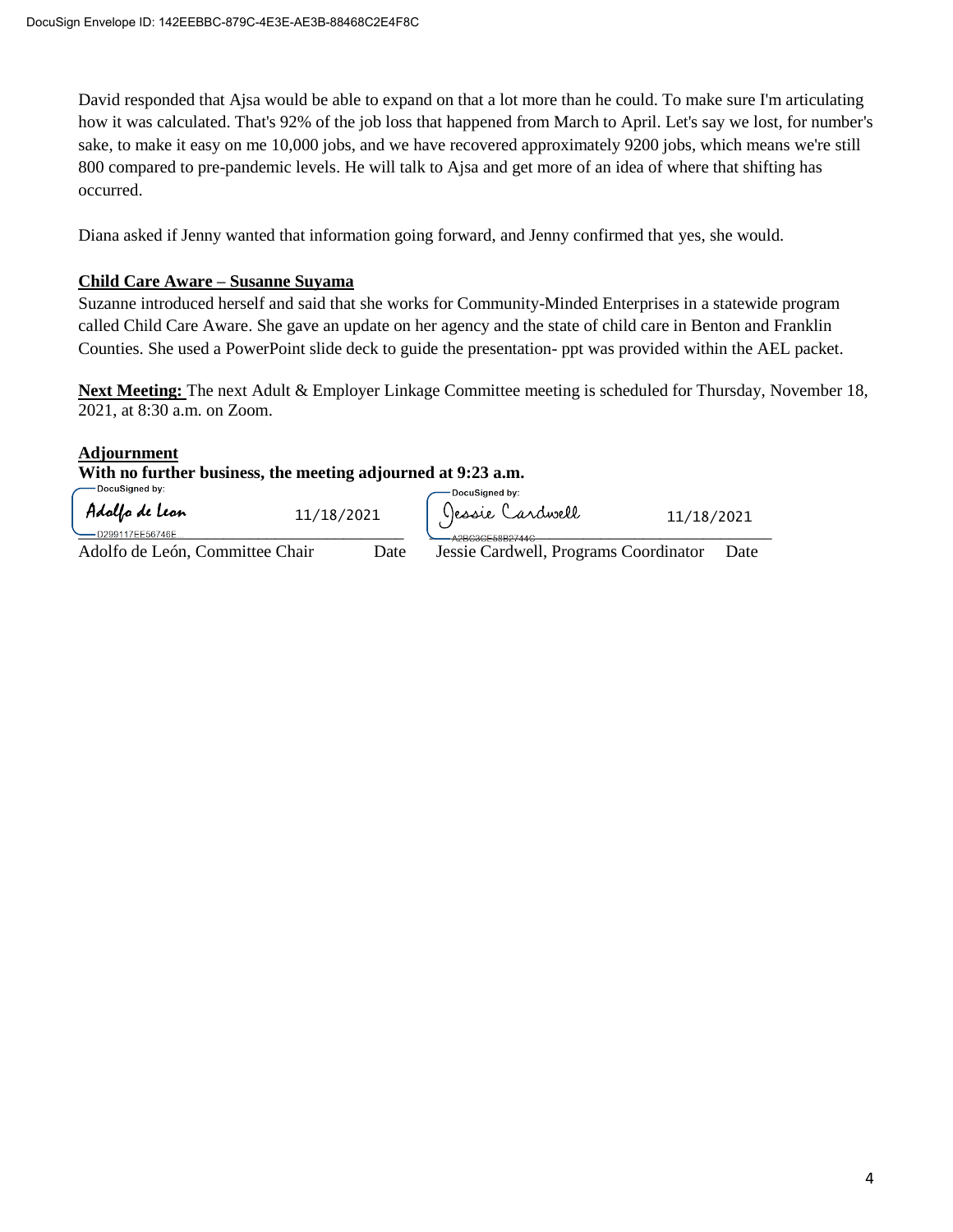David responded that Ajsa would be able to expand on that a lot more than he could. To make sure I'm articulating how it was calculated. That's 92% of the job loss that happened from March to April. Let's say we lost, for number's sake, to make it easy on me 10,000 jobs, and we have recovered approximately 9200 jobs, which means we're still 800 compared to pre-pandemic levels. He will talk to Ajsa and get more of an idea of where that shifting has occurred.

Diana asked if Jenny wanted that information going forward, and Jenny confirmed that yes, she would.

**Child Care Aware – Susanne Suyama**

Suzanne introduced herself and said that she works for Community-Minded Enterprises in a statewide program called Child Care Aware. She gave an update on her agency and the state of child care in Benton and Franklin Counties. She used a PowerPoint slide deck to guide the presentation- ppt was provided within the AEL packet.

**Next Meeting:** The next Adult & Employer Linkage Committee meeting is scheduled for Thursday, November 18, 2021, at 8:30 a.m. on Zoom.

**Adjournment**

**With no further business, the meeting adjourned at 9:23 a.m.**

| | | | |
|---|---|---|---|
| DocuSigned by: Adolfo de Leon (D299117EE56746E) | 11/18/2021 | DocuSigned by: Jessie Cardwell (A2BC3CE58B2744C) | 11/18/2021 |
| Adolfo de León, Committee Chair | Date | Jessie Cardwell, Programs Coordinator | Date |